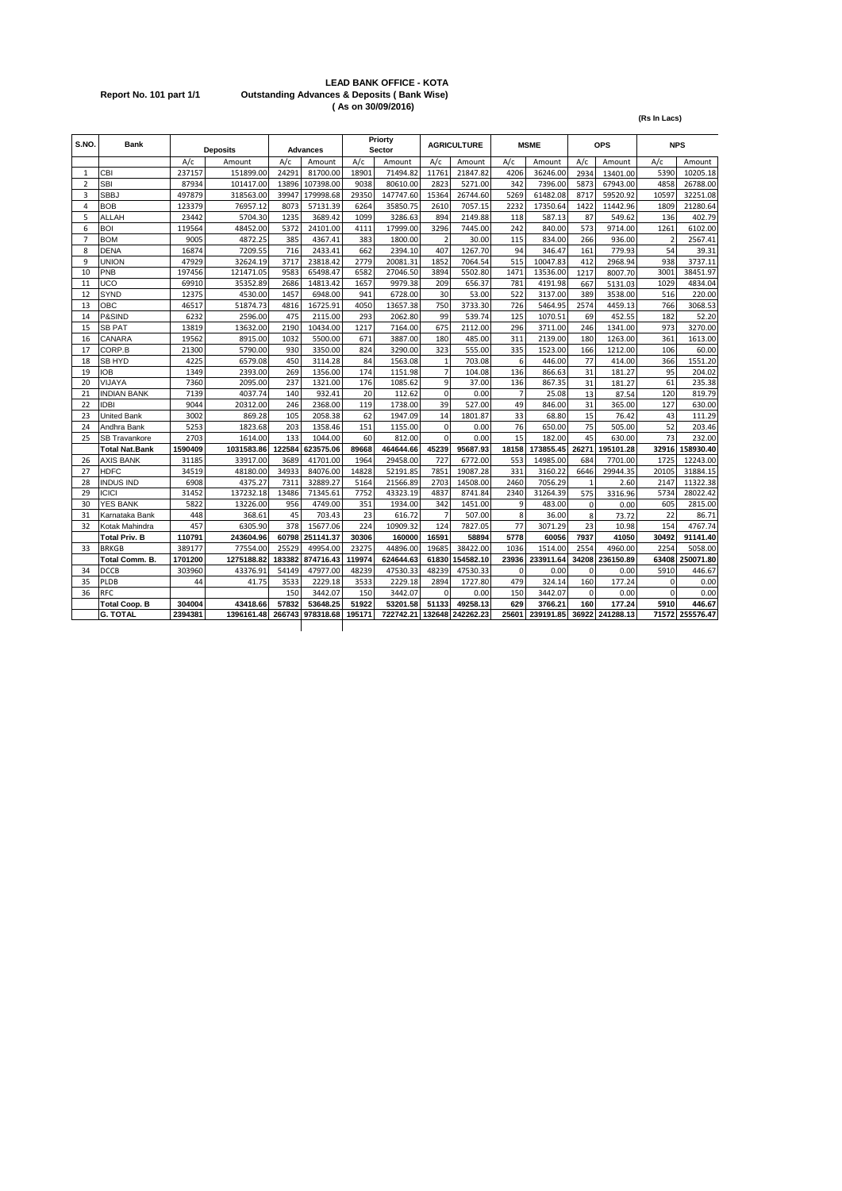# LEAD BANK OFFICE - KOTA

**Report No. 101 part 1/1** — **Outstanding Advances & Deposits ( Bank Wise)**

**( As on 30/09/2016)**

**(Rs In Lacs)**

| S.NO. | Bank | Deposits | | Advances | | Priorty Sector | | AGRICULTURE | | MSME | | OPS | | NPS | |
|---|---|---|---|---|---|---|---|---|---|---|---|---|---|---|---|
| | | A/c | Amount | A/c | Amount | A/c | Amount | A/c | Amount | A/c | Amount | A/c | Amount | A/c | Amount |
| 1 | CBI | 237157 | 151899.00 | 24291 | 81700.00 | 18901 | 71494.82 | 11761 | 21847.82 | 4206 | 36246.00 | 2934 | 13401.00 | 5390 | 10205.18 |
| 2 | SBI | 87934 | 101417.00 | 13896 | 107398.00 | 9038 | 80610.00 | 2823 | 5271.00 | 342 | 7396.00 | 5873 | 67943.00 | 4858 | 26788.00 |
| 3 | SBBJ | 497879 | 318563.00 | 39947 | 179998.68 | 29350 | 147747.60 | 15364 | 26744.60 | 5269 | 61482.08 | 8717 | 59520.92 | 10597 | 32251.08 |
| 4 | BOB | 123379 | 76957.12 | 8073 | 57131.39 | 6264 | 35850.75 | 2610 | 7057.15 | 2232 | 17350.64 | 1422 | 11442.96 | 1809 | 21280.64 |
| 5 | ALLAH | 23442 | 5704.30 | 1235 | 3689.42 | 1099 | 3286.63 | 894 | 2149.88 | 118 | 587.13 | 87 | 549.62 | 136 | 402.79 |
| 6 | BOI | 119564 | 48452.00 | 5372 | 24101.00 | 4111 | 17999.00 | 3296 | 7445.00 | 242 | 840.00 | 573 | 9714.00 | 1261 | 6102.00 |
| 7 | BOM | 9005 | 4872.25 | 385 | 4367.41 | 383 | 1800.00 | 2 | 30.00 | 115 | 834.00 | 266 | 936.00 | 2 | 2567.41 |
| 8 | DENA | 16874 | 7209.55 | 716 | 2433.41 | 662 | 2394.10 | 407 | 1267.70 | 94 | 346.47 | 161 | 779.93 | 54 | 39.31 |
| 9 | UNION | 47929 | 32624.19 | 3717 | 23818.42 | 2779 | 20081.31 | 1852 | 7064.54 | 515 | 10047.83 | 412 | 2968.94 | 938 | 3737.11 |
| 10 | PNB | 197456 | 121471.05 | 9583 | 65498.47 | 6582 | 27046.50 | 3894 | 5502.80 | 1471 | 13536.00 | 1217 | 8007.70 | 3001 | 38451.97 |
| 11 | UCO | 69910 | 35352.89 | 2686 | 14813.42 | 1657 | 9979.38 | 209 | 656.37 | 781 | 4191.98 | 667 | 5131.03 | 1029 | 4834.04 |
| 12 | SYND | 12375 | 4530.00 | 1457 | 6948.00 | 941 | 6728.00 | 30 | 53.00 | 522 | 3137.00 | 389 | 3538.00 | 516 | 220.00 |
| 13 | OBC | 46517 | 51874.73 | 4816 | 16725.91 | 4050 | 13657.38 | 750 | 3733.30 | 726 | 5464.95 | 2574 | 4459.13 | 766 | 3068.53 |
| 14 | P&SIND | 6232 | 2596.00 | 475 | 2115.00 | 293 | 2062.80 | 99 | 539.74 | 125 | 1070.51 | 69 | 452.55 | 182 | 52.20 |
| 15 | SB PAT | 13819 | 13632.00 | 2190 | 10434.00 | 1217 | 7164.00 | 675 | 2112.00 | 296 | 3711.00 | 246 | 1341.00 | 973 | 3270.00 |
| 16 | CANARA | 19562 | 8915.00 | 1032 | 5500.00 | 671 | 3887.00 | 180 | 485.00 | 311 | 2139.00 | 180 | 1263.00 | 361 | 1613.00 |
| 17 | CORP.B | 21300 | 5790.00 | 930 | 3350.00 | 824 | 3290.00 | 323 | 555.00 | 335 | 1523.00 | 166 | 1212.00 | 106 | 60.00 |
| 18 | SB HYD | 4225 | 6579.08 | 450 | 3114.28 | 84 | 1563.08 | 1 | 703.08 | 6 | 446.00 | 77 | 414.00 | 366 | 1551.20 |
| 19 | IOB | 1349 | 2393.00 | 269 | 1356.00 | 174 | 1151.98 | 7 | 104.08 | 136 | 866.63 | 31 | 181.27 | 95 | 204.02 |
| 20 | VIJAYA | 7360 | 2095.00 | 237 | 1321.00 | 176 | 1085.62 | 9 | 37.00 | 136 | 867.35 | 31 | 181.27 | 61 | 235.38 |
| 21 | INDIAN BANK | 7139 | 4037.74 | 140 | 932.41 | 20 | 112.62 | 0 | 0.00 | 7 | 25.08 | 13 | 87.54 | 120 | 819.79 |
| 22 | IDBI | 9044 | 20312.00 | 246 | 2368.00 | 119 | 1738.00 | 39 | 527.00 | 49 | 846.00 | 31 | 365.00 | 127 | 630.00 |
| 23 | United Bank | 3002 | 869.28 | 105 | 2058.38 | 62 | 1947.09 | 14 | 1801.87 | 33 | 68.80 | 15 | 76.42 | 43 | 111.29 |
| 24 | Andhra Bank | 5253 | 1823.68 | 203 | 1358.46 | 151 | 1155.00 | 0 | 0.00 | 76 | 650.00 | 75 | 505.00 | 52 | 203.46 |
| 25 | SB Travankore | 2703 | 1614.00 | 133 | 1044.00 | 60 | 812.00 | 0 | 0.00 | 15 | 182.00 | 45 | 630.00 | 73 | 232.00 |
| | **Total Nat.Bank** | **1590409** | **1031583.86** | **122584** | **623575.06** | **89668** | **464644.66** | **45239** | **95687.93** | **18158** | **173855.45** | **26271** | **195101.28** | **32916** | **158930.40** |
| 26 | AXIS BANK | 31185 | 33917.00 | 3689 | 41701.00 | 1964 | 29458.00 | 727 | 6772.00 | 553 | 14985.00 | 684 | 7701.00 | 1725 | 12243.00 |
| 27 | HDFC | 34519 | 48180.00 | 34933 | 84076.00 | 14828 | 52191.85 | 7851 | 19087.28 | 331 | 3160.22 | 6646 | 29944.35 | 20105 | 31884.15 |
| 28 | INDUS IND | 6908 | 4375.27 | 7311 | 32889.27 | 5164 | 21566.89 | 2703 | 14508.00 | 2460 | 7056.29 | 1 | 2.60 | 2147 | 11322.38 |
| 29 | ICICI | 31452 | 137232.18 | 13486 | 71345.61 | 7752 | 43323.19 | 4837 | 8741.84 | 2340 | 31264.39 | 575 | 3316.96 | 5734 | 28022.42 |
| 30 | YES BANK | 5822 | 13226.00 | 956 | 4749.00 | 351 | 1934.00 | 342 | 1451.00 | 9 | 483.00 | 0 | 0.00 | 605 | 2815.00 |
| 31 | Karnataka Bank | 448 | 368.61 | 45 | 703.43 | 23 | 616.72 | 7 | 507.00 | 8 | 36.00 | 8 | 73.72 | 22 | 86.71 |
| 32 | Kotak Mahindra | 457 | 6305.90 | 378 | 15677.06 | 224 | 10909.32 | 124 | 7827.05 | 77 | 3071.29 | 23 | 10.98 | 154 | 4767.74 |
| | **Total Priv. B** | **110791** | **243604.96** | **60798** | **251141.37** | **30306** | **160000** | **16591** | **58894** | **5778** | **60056** | **7937** | **41050** | **30492** | **91141.40** |
| 33 | BRKGB | 389177 | 77554.00 | 25529 | 49954.00 | 23275 | 44896.00 | 19685 | 38422.00 | 1036 | 1514.00 | 2554 | 4960.00 | 2254 | 5058.00 |
| | **Total Comm. B.** | **1701200** | **1275188.82** | **183382** | **874716.43** | **119974** | **624644.63** | **61830** | **154582.10** | **23936** | **233911.64** | **34208** | **236150.89** | **63408** | **250071.80** |
| 34 | DCCB | 303960 | 43376.91 | 54149 | 47977.00 | 48239 | 47530.33 | 48239 | 47530.33 | 0 | 0.00 | 0 | 0.00 | 5910 | 446.67 |
| 35 | PLDB | 44 | 41.75 | 3533 | 2229.18 | 3533 | 2229.18 | 2894 | 1727.80 | 479 | 324.14 | 160 | 177.24 | 0 | 0.00 |
| 36 | RFC | | | 150 | 3442.07 | 150 | 3442.07 | 0 | 0.00 | 150 | 3442.07 | 0 | 0.00 | 0 | 0.00 |
| | **Total Coop. B** | **304004** | **43418.66** | **57832** | **53648.25** | **51922** | **53201.58** | **51133** | **49258.13** | **629** | **3766.21** | **160** | **177.24** | **5910** | **446.67** |
| | **G. TOTAL** | **2394381** | **1396161.48** | **266743** | **978318.68** | **195171** | **722742.21** | **132648** | **242262.23** | **25601** | **239191.85** | **36922** | **241288.13** | **71572** | **255576.47** |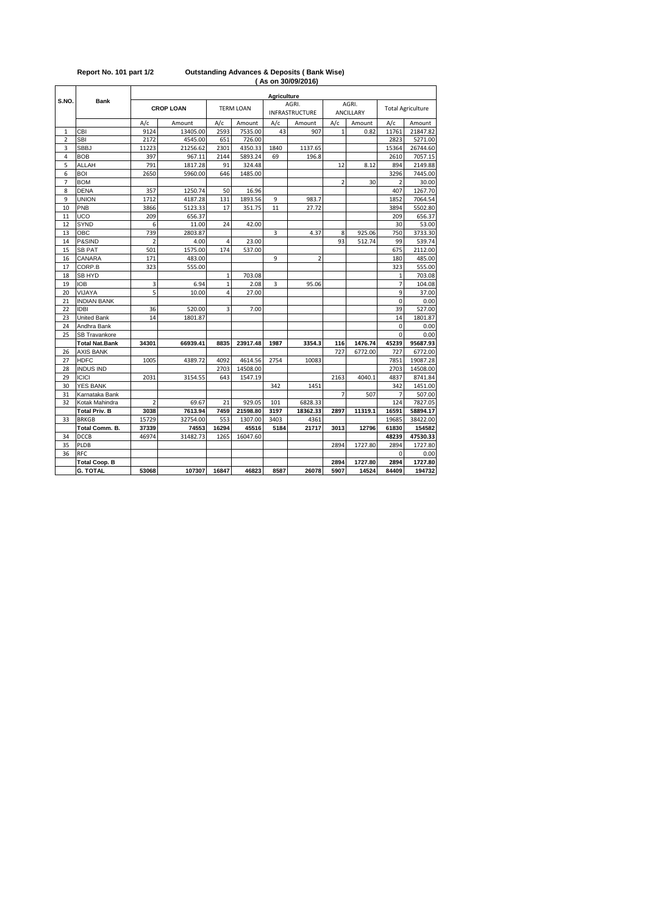**Report No. 101 part 1/2** **Outstanding Advances & Deposits ( Bank Wise)**

**( As on 30/09/2016)**

| S.NO. | Bank | Agriculture | | | | | | | | | |
|---|---|---|---|---|---|---|---|---|---|---|---|
| | | CROP LOAN | | TERM LOAN | | AGRI. INFRASTRUCTURE | | AGRI. ANCILLARY | | Total Agriculture | |
| | | A/c | Amount | A/c | Amount | A/c | Amount | A/c | Amount | A/c | Amount |
| 1 | CBI | 9124 | 13405.00 | 2593 | 7535.00 | 43 | 907 | 1 | 0.82 | 11761 | 21847.82 |
| 2 | SBI | 2172 | 4545.00 | 651 | 726.00 | | | | | 2823 | 5271.00 |
| 3 | SBBJ | 11223 | 21256.62 | 2301 | 4350.33 | 1840 | 1137.65 | | | 15364 | 26744.60 |
| 4 | BOB | 397 | 967.11 | 2144 | 5893.24 | 69 | 196.8 | | | 2610 | 7057.15 |
| 5 | ALLAH | 791 | 1817.28 | 91 | 324.48 | | | 12 | 8.12 | 894 | 2149.88 |
| 6 | BOI | 2650 | 5960.00 | 646 | 1485.00 | | | | | 3296 | 7445.00 |
| 7 | BOM | | | | | | | 2 | 30 | 2 | 30.00 |
| 8 | DENA | 357 | 1250.74 | 50 | 16.96 | | | | | 407 | 1267.70 |
| 9 | UNION | 1712 | 4187.28 | 131 | 1893.56 | 9 | 983.7 | | | 1852 | 7064.54 |
| 10 | PNB | 3866 | 5123.33 | 17 | 351.75 | 11 | 27.72 | | | 3894 | 5502.80 |
| 11 | UCO | 209 | 656.37 | | | | | | | 209 | 656.37 |
| 12 | SYND | 6 | 11.00 | 24 | 42.00 | | | | | 30 | 53.00 |
| 13 | OBC | 739 | 2803.87 | | | 3 | 4.37 | 8 | 925.06 | 750 | 3733.30 |
| 14 | P&SIND | 2 | 4.00 | 4 | 23.00 | | | 93 | 512.74 | 99 | 539.74 |
| 15 | SB PAT | 501 | 1575.00 | 174 | 537.00 | | | | | 675 | 2112.00 |
| 16 | CANARA | 171 | 483.00 | | | 9 | 2 | | | 180 | 485.00 |
| 17 | CORP.B | 323 | 555.00 | | | | | | | 323 | 555.00 |
| 18 | SB HYD | | | 1 | 703.08 | | | | | 1 | 703.08 |
| 19 | IOB | 3 | 6.94 | 1 | 2.08 | 3 | 95.06 | | | 7 | 104.08 |
| 20 | VIJAYA | 5 | 10.00 | 4 | 27.00 | | | | | 9 | 37.00 |
| 21 | INDIAN BANK | | | | | | | | | 0 | 0.00 |
| 22 | IDBI | 36 | 520.00 | 3 | 7.00 | | | | | 39 | 527.00 |
| 23 | United Bank | 14 | 1801.87 | | | | | | | 14 | 1801.87 |
| 24 | Andhra Bank | | | | | | | | | 0 | 0.00 |
| 25 | SB Travankore | | | | | | | | | 0 | 0.00 |
| | **Total Nat.Bank** | **34301** | **66939.41** | **8835** | **23917.48** | **1987** | **3354.3** | **116** | **1476.74** | **45239** | **95687.93** |
| 26 | AXIS BANK | | | | | | | 727 | 6772.00 | 727 | 6772.00 |
| 27 | HDFC | 1005 | 4389.72 | 4092 | 4614.56 | 2754 | 10083 | | | 7851 | 19087.28 |
| 28 | INDUS IND | | | 2703 | 14508.00 | | | | | 2703 | 14508.00 |
| 29 | ICICI | 2031 | 3154.55 | 643 | 1547.19 | | | 2163 | 4040.1 | 4837 | 8741.84 |
| 30 | YES BANK | | | | | 342 | 1451 | | | 342 | 1451.00 |
| 31 | Karnataka Bank | | | | | | | 7 | 507 | 7 | 507.00 |
| 32 | Kotak Mahindra | 2 | 69.67 | 21 | 929.05 | 101 | 6828.33 | | | 124 | 7827.05 |
| | **Total Priv. B** | **3038** | **7613.94** | **7459** | **21598.80** | **3197** | **18362.33** | **2897** | **11319.1** | **16591** | **58894.17** |
| 33 | BRKGB | 15729 | 32754.00 | 553 | 1307.00 | 3403 | 4361 | | | 19685 | 38422.00 |
| | **Total Comm. B.** | **37339** | **74553** | **16294** | **45516** | **5184** | **21717** | **3013** | **12796** | **61830** | **154582** |
| 34 | DCCB | 46974 | 31482.73 | 1265 | 16047.60 | | | | | 48239 | 47530.33 |
| 35 | PLDB | | | | | | | 2894 | 1727.80 | 2894 | 1727.80 |
| 36 | RFC | | | | | | | | | 0 | 0.00 |
| | **Total Coop. B** | | | | | | | **2894** | **1727.80** | **2894** | **1727.80** |
| | **G. TOTAL** | **53068** | **107307** | **16847** | **46823** | **8587** | **26078** | **5907** | **14524** | **84409** | **194732** |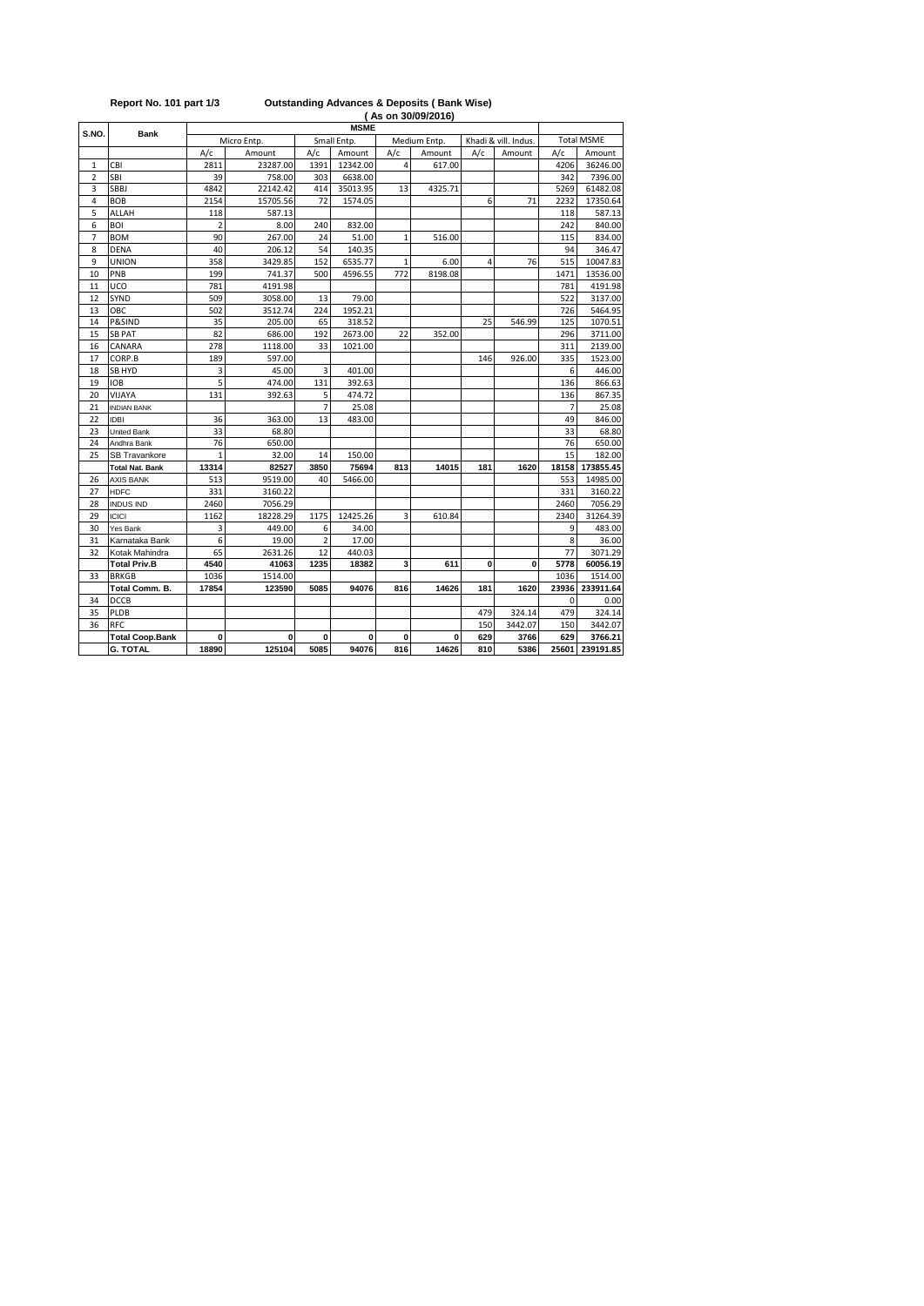Report No. 101 part 1/3 **Outstanding Advances & Deposits ( Bank Wise)**

**( As on 30/09/2016)**

| S.NO. | Bank | MSME | | | | | | | | | |
|---|---|---|---|---|---|---|---|---|---|---|---|
| | | Micro Entp. | | Small Entp. | | Medium Entp. | | Khadi & vill. Indus. | | Total MSME | |
| | | A/c | Amount | A/c | Amount | A/c | Amount | A/c | Amount | A/c | Amount |
| 1 | CBI | 2811 | 23287.00 | 1391 | 12342.00 | 4 | 617.00 | | | 4206 | 36246.00 |
| 2 | SBI | 39 | 758.00 | 303 | 6638.00 | | | | | 342 | 7396.00 |
| 3 | SBBJ | 4842 | 22142.42 | 414 | 35013.95 | 13 | 4325.71 | | | 5269 | 61482.08 |
| 4 | BOB | 2154 | 15705.56 | 72 | 1574.05 | | | 6 | 71 | 2232 | 17350.64 |
| 5 | ALLAH | 118 | 587.13 | | | | | | | 118 | 587.13 |
| 6 | BOI | 2 | 8.00 | 240 | 832.00 | | | | | 242 | 840.00 |
| 7 | BOM | 90 | 267.00 | 24 | 51.00 | 1 | 516.00 | | | 115 | 834.00 |
| 8 | DENA | 40 | 206.12 | 54 | 140.35 | | | | | 94 | 346.47 |
| 9 | UNION | 358 | 3429.85 | 152 | 6535.77 | 1 | 6.00 | 4 | 76 | 515 | 10047.83 |
| 10 | PNB | 199 | 741.37 | 500 | 4596.55 | 772 | 8198.08 | | | 1471 | 13536.00 |
| 11 | UCO | 781 | 4191.98 | | | | | | | 781 | 4191.98 |
| 12 | SYND | 509 | 3058.00 | 13 | 79.00 | | | | | 522 | 3137.00 |
| 13 | OBC | 502 | 3512.74 | 224 | 1952.21 | | | | | 726 | 5464.95 |
| 14 | P&SIND | 35 | 205.00 | 65 | 318.52 | | | 25 | 546.99 | 125 | 1070.51 |
| 15 | SB PAT | 82 | 686.00 | 192 | 2673.00 | 22 | 352.00 | | | 296 | 3711.00 |
| 16 | CANARA | 278 | 1118.00 | 33 | 1021.00 | | | | | 311 | 2139.00 |
| 17 | CORP.B | 189 | 597.00 | | | | | 146 | 926.00 | 335 | 1523.00 |
| 18 | SB HYD | 3 | 45.00 | 3 | 401.00 | | | | | 6 | 446.00 |
| 19 | IOB | 5 | 474.00 | 131 | 392.63 | | | | | 136 | 866.63 |
| 20 | VIJAYA | 131 | 392.63 | 5 | 474.72 | | | | | 136 | 867.35 |
| 21 | INDIAN BANK | | | 7 | 25.08 | | | | | 7 | 25.08 |
| 22 | IDBI | 36 | 363.00 | 13 | 483.00 | | | | | 49 | 846.00 |
| 23 | United Bank | 33 | 68.80 | | | | | | | 33 | 68.80 |
| 24 | Andhra Bank | 76 | 650.00 | | | | | | | 76 | 650.00 |
| 25 | SB Travankore | 1 | 32.00 | 14 | 150.00 | | | | | 15 | 182.00 |
| | **Total Nat. Bank** | **13314** | **82527** | **3850** | **75694** | **813** | **14015** | **181** | **1620** | **18158** | **173855.45** |
| 26 | AXIS BANK | 513 | 9519.00 | 40 | 5466.00 | | | | | 553 | 14985.00 |
| 27 | HDFC | 331 | 3160.22 | | | | | | | 331 | 3160.22 |
| 28 | INDUS IND | 2460 | 7056.29 | | | | | | | 2460 | 7056.29 |
| 29 | ICICI | 1162 | 18228.29 | 1175 | 12425.26 | 3 | 610.84 | | | 2340 | 31264.39 |
| 30 | Yes Bank | 3 | 449.00 | 6 | 34.00 | | | | | 9 | 483.00 |
| 31 | Karnataka Bank | 6 | 19.00 | 2 | 17.00 | | | | | 8 | 36.00 |
| 32 | Kotak Mahindra | 65 | 2631.26 | 12 | 440.03 | | | | | 77 | 3071.29 |
| | **Total Priv.B** | **4540** | **41063** | **1235** | **18382** | **3** | **611** | **0** | **0** | **5778** | **60056.19** |
| 33 | BRKGB | 1036 | 1514.00 | | | | | | | 1036 | 1514.00 |
| | **Total Comm. B.** | **17854** | **123590** | **5085** | **94076** | **816** | **14626** | **181** | **1620** | **23936** | **233911.64** |
| 34 | DCCB | | | | | | | | | 0 | 0.00 |
| 35 | PLDB | | | | | | | 479 | 324.14 | 479 | 324.14 |
| 36 | RFC | | | | | | | 150 | 3442.07 | 150 | 3442.07 |
| | **Total Coop.Bank** | **0** | **0** | **0** | **0** | **0** | **0** | **629** | **3766** | **629** | **3766.21** |
| | **G. TOTAL** | **18890** | **125104** | **5085** | **94076** | **816** | **14626** | **810** | **5386** | **25601** | **239191.85** |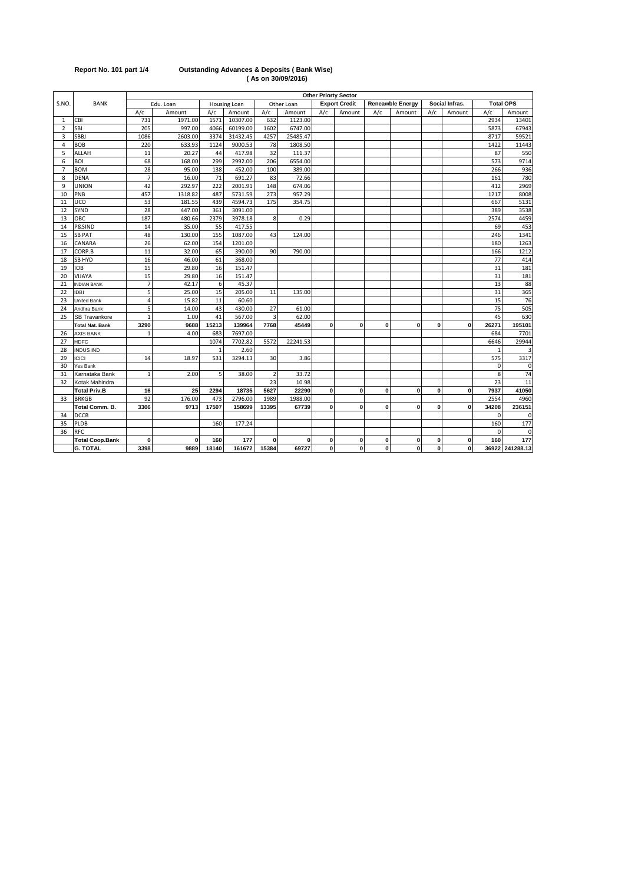**Report No. 101 part 1/4**

**Outstanding Advances & Deposits ( Bank Wise)**
**( As on 30/09/2016)**

| S.NO. | BANK | Other Priorty Sector | | | | | | | | | | | | | |
|---|---|---|---|---|---|---|---|---|---|---|---|---|---|---|---|
| | | Edu. Loan | | Housing Loan | | Other Loan | | Export Credit | | Reneawble Energy | | Social Infras. | | Total OPS | |
| | | A/c | Amount | A/c | Amount | A/c | Amount | A/c | Amount | A/c | Amount | A/c | Amount | A/c | Amount |
| 1 | CBI | 731 | 1971.00 | 1571 | 10307.00 | 632 | 1123.00 | | | | | | | 2934 | 13401 |
| 2 | SBI | 205 | 997.00 | 4066 | 60199.00 | 1602 | 6747.00 | | | | | | | 5873 | 67943 |
| 3 | SBBJ | 1086 | 2603.00 | 3374 | 31432.45 | 4257 | 25485.47 | | | | | | | 8717 | 59521 |
| 4 | BOB | 220 | 633.93 | 1124 | 9000.53 | 78 | 1808.50 | | | | | | | 1422 | 11443 |
| 5 | ALLAH | 11 | 20.27 | 44 | 417.98 | 32 | 111.37 | | | | | | | 87 | 550 |
| 6 | BOI | 68 | 168.00 | 299 | 2992.00 | 206 | 6554.00 | | | | | | | 573 | 9714 |
| 7 | BOM | 28 | 95.00 | 138 | 452.00 | 100 | 389.00 | | | | | | | 266 | 936 |
| 8 | DENA | 7 | 16.00 | 71 | 691.27 | 83 | 72.66 | | | | | | | 161 | 780 |
| 9 | UNION | 42 | 292.97 | 222 | 2001.91 | 148 | 674.06 | | | | | | | 412 | 2969 |
| 10 | PNB | 457 | 1318.82 | 487 | 5731.59 | 273 | 957.29 | | | | | | | 1217 | 8008 |
| 11 | UCO | 53 | 181.55 | 439 | 4594.73 | 175 | 354.75 | | | | | | | 667 | 5131 |
| 12 | SYND | 28 | 447.00 | 361 | 3091.00 | | | | | | | | | 389 | 3538 |
| 13 | OBC | 187 | 480.66 | 2379 | 3978.18 | 8 | 0.29 | | | | | | | 2574 | 4459 |
| 14 | P&SIND | 14 | 35.00 | 55 | 417.55 | | | | | | | | | 69 | 453 |
| 15 | SB PAT | 48 | 130.00 | 155 | 1087.00 | 43 | 124.00 | | | | | | | 246 | 1341 |
| 16 | CANARA | 26 | 62.00 | 154 | 1201.00 | | | | | | | | | 180 | 1263 |
| 17 | CORP.B | 11 | 32.00 | 65 | 390.00 | 90 | 790.00 | | | | | | | 166 | 1212 |
| 18 | SB HYD | 16 | 46.00 | 61 | 368.00 | | | | | | | | | 77 | 414 |
| 19 | IOB | 15 | 29.80 | 16 | 151.47 | | | | | | | | | 31 | 181 |
| 20 | VIJAYA | 15 | 29.80 | 16 | 151.47 | | | | | | | | | 31 | 181 |
| 21 | INDIAN BANK | 7 | 42.17 | 6 | 45.37 | | | | | | | | | 13 | 88 |
| 22 | IDBI | 5 | 25.00 | 15 | 205.00 | 11 | 135.00 | | | | | | | 31 | 365 |
| 23 | United Bank | 4 | 15.82 | 11 | 60.60 | | | | | | | | | 15 | 76 |
| 24 | Andhra Bank | 5 | 14.00 | 43 | 430.00 | 27 | 61.00 | | | | | | | 75 | 505 |
| 25 | SB Travankore | 1 | 1.00 | 41 | 567.00 | 3 | 62.00 | | | | | | | 45 | 630 |
| | **Total Nat. Bank** | **3290** | **9688** | **15213** | **139964** | **7768** | **45449** | **0** | **0** | **0** | **0** | **0** | **0** | **26271** | **195101** |
| 26 | AXIS BANK | 1 | 4.00 | 683 | 7697.00 | | | | | | | | | 684 | 7701 |
| 27 | HDFC | | | 1074 | 7702.82 | 5572 | 22241.53 | | | | | | | 6646 | 29944 |
| 28 | INDUS IND | | | 1 | 2.60 | | | | | | | | | 1 | 3 |
| 29 | ICICI | 14 | 18.97 | 531 | 3294.13 | 30 | 3.86 | | | | | | | 575 | 3317 |
| 30 | Yes Bank | | | | | | | | | | | | | 0 | 0 |
| 31 | Karnataka Bank | 1 | 2.00 | 5 | 38.00 | 2 | 33.72 | | | | | | | 8 | 74 |
| 32 | Kotak Mahindra | | | | | 23 | 10.98 | | | | | | | 23 | 11 |
| | **Total Priv.B** | **16** | **25** | **2294** | **18735** | **5627** | **22290** | **0** | **0** | **0** | **0** | **0** | **0** | **7937** | **41050** |
| 33 | BRKGB | 92 | 176.00 | 473 | 2796.00 | 1989 | 1988.00 | | | | | | | 2554 | 4960 |
| | **Total Comm. B.** | **3306** | **9713** | **17507** | **158699** | **13395** | **67739** | **0** | **0** | **0** | **0** | **0** | **0** | **34208** | **236151** |
| 34 | DCCB | | | | | | | | | | | | | 0 | 0 |
| 35 | PLDB | | | 160 | 177.24 | | | | | | | | | 160 | 177 |
| 36 | RFC | | | | | | | | | | | | | 0 | 0 |
| | **Total Coop.Bank** | **0** | **0** | **160** | **177** | **0** | **0** | **0** | **0** | **0** | **0** | **0** | **0** | **160** | **177** |
| | **G. TOTAL** | **3398** | **9889** | **18140** | **161672** | **15384** | **69727** | **0** | **0** | **0** | **0** | **0** | **0** | **36922** | **241288.13** |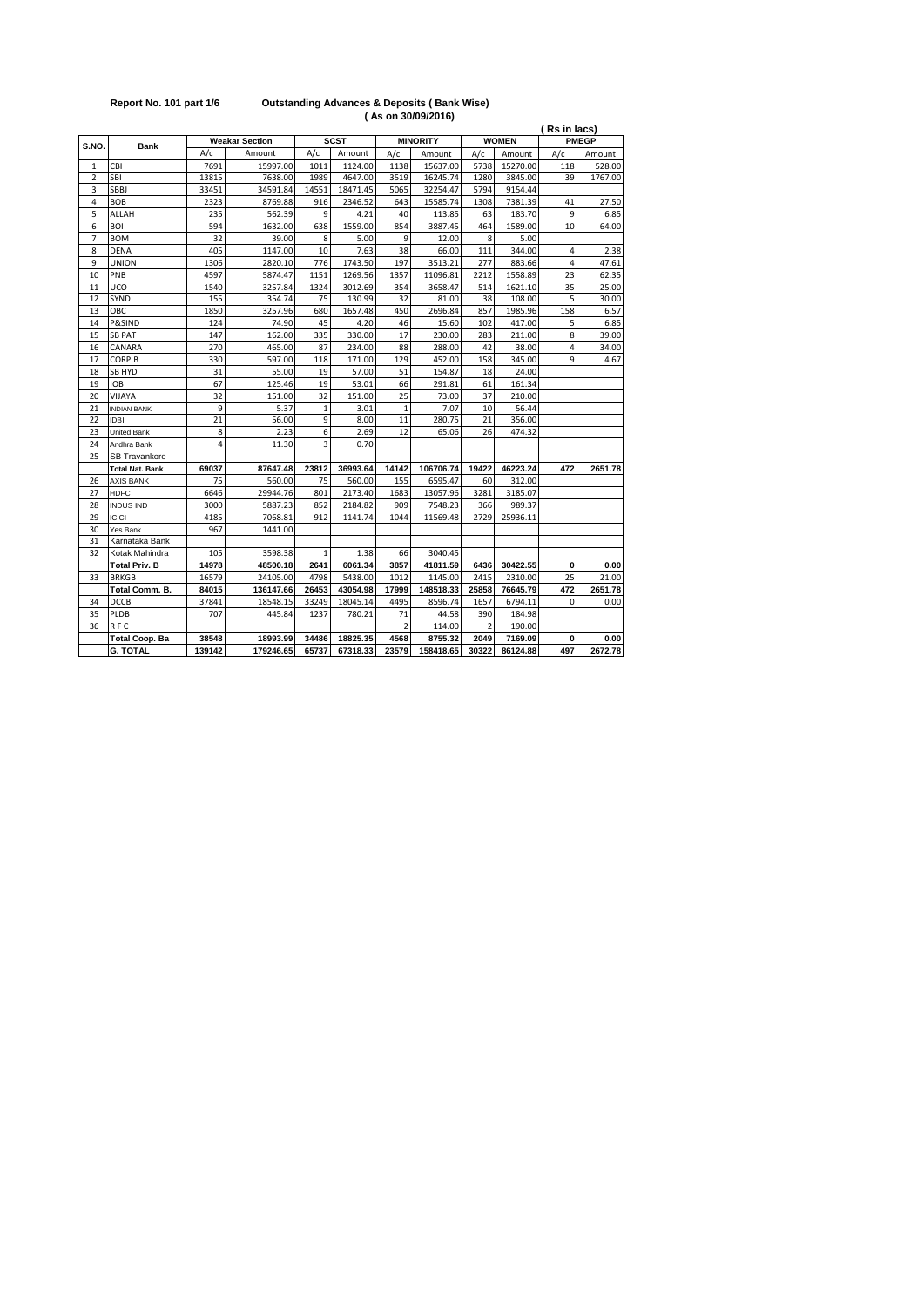**Report No. 101 part 1/6** **Outstanding Advances & Deposits ( Bank Wise)**

**( As on 30/09/2016)**

( Rs in lacs)

| S.NO. | Bank | Weakar Section | | SCST | | MINORITY | | WOMEN | | PMEGP | |
|---|---|---|---|---|---|---|---|---|---|---|---|
| | | A/c | Amount | A/c | Amount | A/c | Amount | A/c | Amount | A/c | Amount |
| 1 | CBI | 7691 | 15997.00 | 1011 | 1124.00 | 1138 | 15637.00 | 5738 | 15270.00 | 118 | 528.00 |
| 2 | SBI | 13815 | 7638.00 | 1989 | 4647.00 | 3519 | 16245.74 | 1280 | 3845.00 | 39 | 1767.00 |
| 3 | SBBJ | 33451 | 34591.84 | 14551 | 18471.45 | 5065 | 32254.47 | 5794 | 9154.44 | | |
| 4 | BOB | 2323 | 8769.88 | 916 | 2346.52 | 643 | 15585.74 | 1308 | 7381.39 | 41 | 27.50 |
| 5 | ALLAH | 235 | 562.39 | 9 | 4.21 | 40 | 113.85 | 63 | 183.70 | 9 | 6.85 |
| 6 | BOI | 594 | 1632.00 | 638 | 1559.00 | 854 | 3887.45 | 464 | 1589.00 | 10 | 64.00 |
| 7 | BOM | 32 | 39.00 | 8 | 5.00 | 9 | 12.00 | 8 | 5.00 | | |
| 8 | DENA | 405 | 1147.00 | 10 | 7.63 | 38 | 66.00 | 111 | 344.00 | 4 | 2.38 |
| 9 | UNION | 1306 | 2820.10 | 776 | 1743.50 | 197 | 3513.21 | 277 | 883.66 | 4 | 47.61 |
| 10 | PNB | 4597 | 5874.47 | 1151 | 1269.56 | 1357 | 11096.81 | 2212 | 1558.89 | 23 | 62.35 |
| 11 | UCO | 1540 | 3257.84 | 1324 | 3012.69 | 354 | 3658.47 | 514 | 1621.10 | 35 | 25.00 |
| 12 | SYND | 155 | 354.74 | 75 | 130.99 | 32 | 81.00 | 38 | 108.00 | 5 | 30.00 |
| 13 | OBC | 1850 | 3257.96 | 680 | 1657.48 | 450 | 2696.84 | 857 | 1985.96 | 158 | 6.57 |
| 14 | P&SIND | 124 | 74.90 | 45 | 4.20 | 46 | 15.60 | 102 | 417.00 | 5 | 6.85 |
| 15 | SB PAT | 147 | 162.00 | 335 | 330.00 | 17 | 230.00 | 283 | 211.00 | 8 | 39.00 |
| 16 | CANARA | 270 | 465.00 | 87 | 234.00 | 88 | 288.00 | 42 | 38.00 | 4 | 34.00 |
| 17 | CORP.B | 330 | 597.00 | 118 | 171.00 | 129 | 452.00 | 158 | 345.00 | 9 | 4.67 |
| 18 | SB HYD | 31 | 55.00 | 19 | 57.00 | 51 | 154.87 | 18 | 24.00 | | |
| 19 | IOB | 67 | 125.46 | 19 | 53.01 | 66 | 291.81 | 61 | 161.34 | | |
| 20 | VIJAYA | 32 | 151.00 | 32 | 151.00 | 25 | 73.00 | 37 | 210.00 | | |
| 21 | INDIAN BANK | 9 | 5.37 | 1 | 3.01 | 1 | 7.07 | 10 | 56.44 | | |
| 22 | IDBI | 21 | 56.00 | 9 | 8.00 | 11 | 280.75 | 21 | 356.00 | | |
| 23 | United Bank | 8 | 2.23 | 6 | 2.69 | 12 | 65.06 | 26 | 474.32 | | |
| 24 | Andhra Bank | 4 | 11.30 | 3 | 0.70 | | | | | | |
| 25 | SB Travankore | | | | | | | | | | |
| | **Total Nat. Bank** | **69037** | **87647.48** | **23812** | **36993.64** | **14142** | **106706.74** | **19422** | **46223.24** | **472** | **2651.78** |
| 26 | AXIS BANK | 75 | 560.00 | 75 | 560.00 | 155 | 6595.47 | 60 | 312.00 | | |
| 27 | HDFC | 6646 | 29944.76 | 801 | 2173.40 | 1683 | 13057.96 | 3281 | 3185.07 | | |
| 28 | INDUS IND | 3000 | 5887.23 | 852 | 2184.82 | 909 | 7548.23 | 366 | 989.37 | | |
| 29 | ICICI | 4185 | 7068.81 | 912 | 1141.74 | 1044 | 11569.48 | 2729 | 25936.11 | | |
| 30 | Yes Bank | 967 | 1441.00 | | | | | | | | |
| 31 | Karnataka Bank | | | | | | | | | | |
| 32 | Kotak Mahindra | 105 | 3598.38 | 1 | 1.38 | 66 | 3040.45 | | | | |
| | **Total Priv. B** | **14978** | **48500.18** | **2641** | **6061.34** | **3857** | **41811.59** | **6436** | **30422.55** | **0** | **0.00** |
| 33 | BRKGB | 16579 | 24105.00 | 4798 | 5438.00 | 1012 | 1145.00 | 2415 | 2310.00 | 25 | 21.00 |
| | **Total Comm. B.** | **84015** | **136147.66** | **26453** | **43054.98** | **17999** | **148518.33** | **25858** | **76645.79** | **472** | **2651.78** |
| 34 | DCCB | 37841 | 18548.15 | 33249 | 18045.14 | 4495 | 8596.74 | 1657 | 6794.11 | 0 | 0.00 |
| 35 | PLDB | 707 | 445.84 | 1237 | 780.21 | 71 | 44.58 | 390 | 184.98 | | |
| 36 | R F C | | | | | 2 | 114.00 | 2 | 190.00 | | |
| | **Total Coop. Ba** | **38548** | **18993.99** | **34486** | **18825.35** | **4568** | **8755.32** | **2049** | **7169.09** | **0** | **0.00** |
| | **G. TOTAL** | **139142** | **179246.65** | **65737** | **67318.33** | **23579** | **158418.65** | **30322** | **86124.88** | **497** | **2672.78** |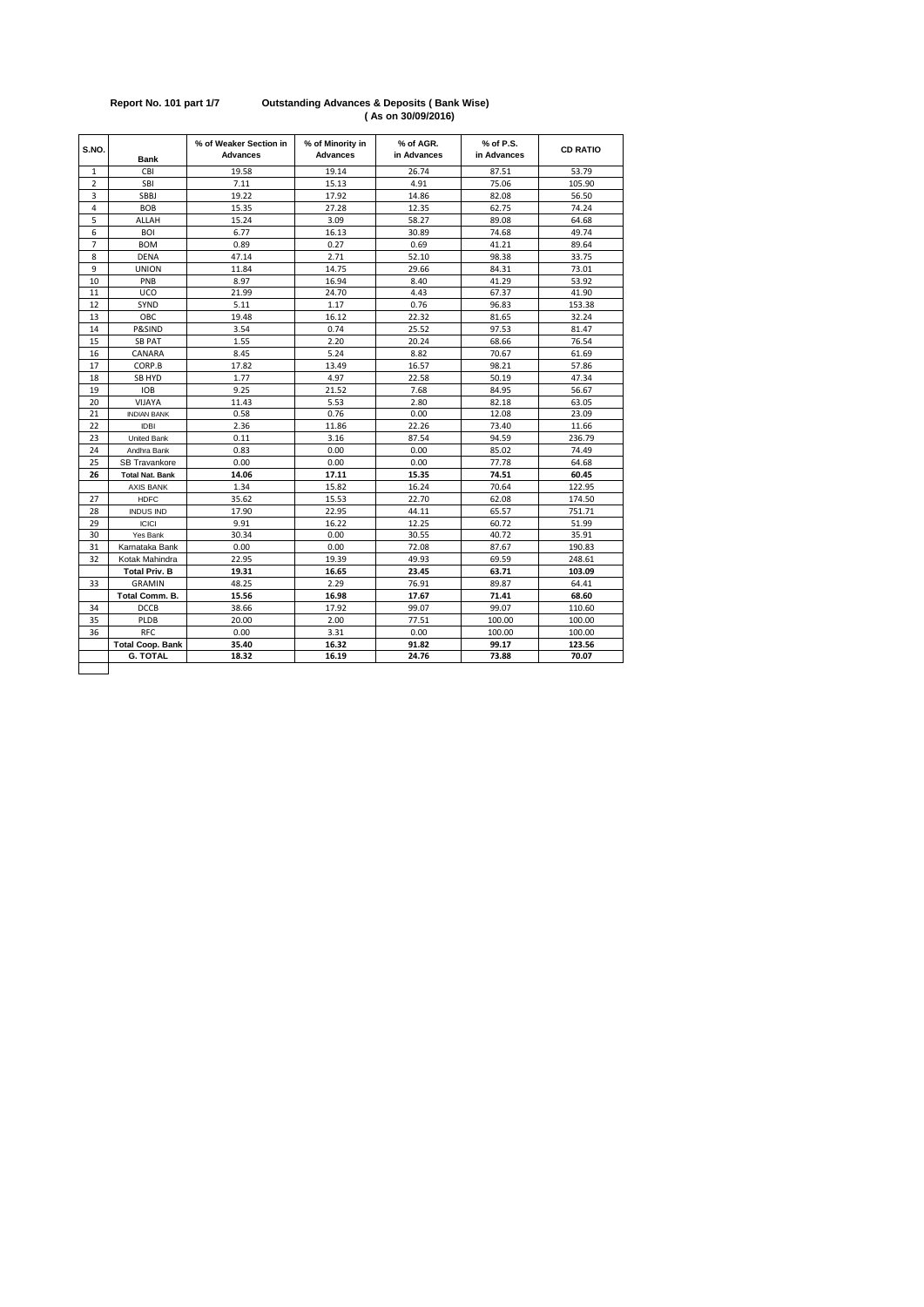**Report No. 101 part 1/7** **Outstanding Advances & Deposits ( Bank Wise)**
**( As on 30/09/2016)**

| S.NO. | Bank | % of Weaker Section in Advances | % of Minority in Advances | % of AGR. in Advances | % of P.S. in Advances | CD RATIO |
|---|---|---|---|---|---|---|
| 1 | CBI | 19.58 | 19.14 | 26.74 | 87.51 | 53.79 |
| 2 | SBI | 7.11 | 15.13 | 4.91 | 75.06 | 105.90 |
| 3 | SBBJ | 19.22 | 17.92 | 14.86 | 82.08 | 56.50 |
| 4 | BOB | 15.35 | 27.28 | 12.35 | 62.75 | 74.24 |
| 5 | ALLAH | 15.24 | 3.09 | 58.27 | 89.08 | 64.68 |
| 6 | BOI | 6.77 | 16.13 | 30.89 | 74.68 | 49.74 |
| 7 | BOM | 0.89 | 0.27 | 0.69 | 41.21 | 89.64 |
| 8 | DENA | 47.14 | 2.71 | 52.10 | 98.38 | 33.75 |
| 9 | UNION | 11.84 | 14.75 | 29.66 | 84.31 | 73.01 |
| 10 | PNB | 8.97 | 16.94 | 8.40 | 41.29 | 53.92 |
| 11 | UCO | 21.99 | 24.70 | 4.43 | 67.37 | 41.90 |
| 12 | SYND | 5.11 | 1.17 | 0.76 | 96.83 | 153.38 |
| 13 | OBC | 19.48 | 16.12 | 22.32 | 81.65 | 32.24 |
| 14 | P&SIND | 3.54 | 0.74 | 25.52 | 97.53 | 81.47 |
| 15 | SB PAT | 1.55 | 2.20 | 20.24 | 68.66 | 76.54 |
| 16 | CANARA | 8.45 | 5.24 | 8.82 | 70.67 | 61.69 |
| 17 | CORP.B | 17.82 | 13.49 | 16.57 | 98.21 | 57.86 |
| 18 | SB HYD | 1.77 | 4.97 | 22.58 | 50.19 | 47.34 |
| 19 | IOB | 9.25 | 21.52 | 7.68 | 84.95 | 56.67 |
| 20 | VIJAYA | 11.43 | 5.53 | 2.80 | 82.18 | 63.05 |
| 21 | INDIAN BANK | 0.58 | 0.76 | 0.00 | 12.08 | 23.09 |
| 22 | IDBI | 2.36 | 11.86 | 22.26 | 73.40 | 11.66 |
| 23 | United Bank | 0.11 | 3.16 | 87.54 | 94.59 | 236.79 |
| 24 | Andhra Bank | 0.83 | 0.00 | 0.00 | 85.02 | 74.49 |
| 25 | SB Travankore | 0.00 | 0.00 | 0.00 | 77.78 | 64.68 |
| **26** | **Total Nat. Bank** | **14.06** | **17.11** | **15.35** | **74.51** | **60.45** |
| | AXIS BANK | 1.34 | 15.82 | 16.24 | 70.64 | 122.95 |
| 27 | HDFC | 35.62 | 15.53 | 22.70 | 62.08 | 174.50 |
| 28 | INDUS IND | 17.90 | 22.95 | 44.11 | 65.57 | 751.71 |
| 29 | ICICI | 9.91 | 16.22 | 12.25 | 60.72 | 51.99 |
| 30 | Yes Bank | 30.34 | 0.00 | 30.55 | 40.72 | 35.91 |
| 31 | Karnataka Bank | 0.00 | 0.00 | 72.08 | 87.67 | 190.83 |
| 32 | Kotak Mahindra | 22.95 | 19.39 | 49.93 | 69.59 | 248.61 |
| | **Total Priv. B** | **19.31** | **16.65** | **23.45** | **63.71** | **103.09** |
| 33 | GRAMIN | 48.25 | 2.29 | 76.91 | 89.87 | 64.41 |
| | **Total Comm. B.** | **15.56** | **16.98** | **17.67** | **71.41** | **68.60** |
| 34 | DCCB | 38.66 | 17.92 | 99.07 | 99.07 | 110.60 |
| 35 | PLDB | 20.00 | 2.00 | 77.51 | 100.00 | 100.00 |
| 36 | RFC | 0.00 | 3.31 | 0.00 | 100.00 | 100.00 |
| | **Total Coop. Bank** | **35.40** | **16.32** | **91.82** | **99.17** | **123.56** |
| | **G. TOTAL** | **18.32** | **16.19** | **24.76** | **73.88** | **70.07** |